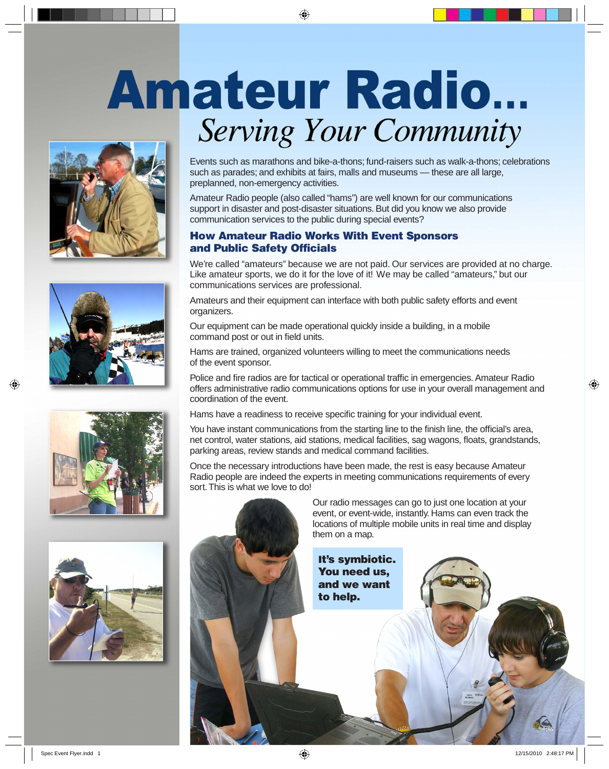# Amateur Radio...

## *Serving Your Community*

Events such as marathons and bike-a-thons; fund-raisers such as walk-a-thons; celebrations such as parades; and exhibits at fairs, malls and museums — these are all large, preplanned, non-emergency activities.

Amateur Radio people (also called "hams") are well known for our communications support in disaster and post-disaster situations. But did you know we also provide communication services to the public during special events?

### How Amateur Radio Works With Event Sponsors and Public Safety Officials

We're called "amateurs" because we are not paid. Our services are provided at no charge. Like amateur sports, we do it for the love of it! We may be called "amateurs," but our communications services are professional.

Amateurs and their equipment can interface with both public safety efforts and event organizers.

Our equipment can be made operational quickly inside a building, in a mobile command post or out in field units.

Hams are trained, organized volunteers willing to meet the communications needs of the event sponsor.

Police and fire radios are for tactical or operational traffic in emergencies. Amateur Radio offers administrative radio communications options for use in your overall management and coordination of the event.

Hams have a readiness to receive specific training for your individual event.

You have instant communications from the starting line to the finish line, the official's area, net control, water stations, aid stations, medical facilities, sag wagons, floats, grandstands, parking areas, review stands and medical command facilities.

Once the necessary introductions have been made, the rest is easy because Amateur Radio people are indeed the experts in meeting communications requirements of every sort. This is what we love to do!

Our radio messages can go to just one location at your event, or event-wide, instantly. Hams can even track the locations of multiple mobile units in real time and display them on a map.

**It's symbiotic. You need us, and we want to help.**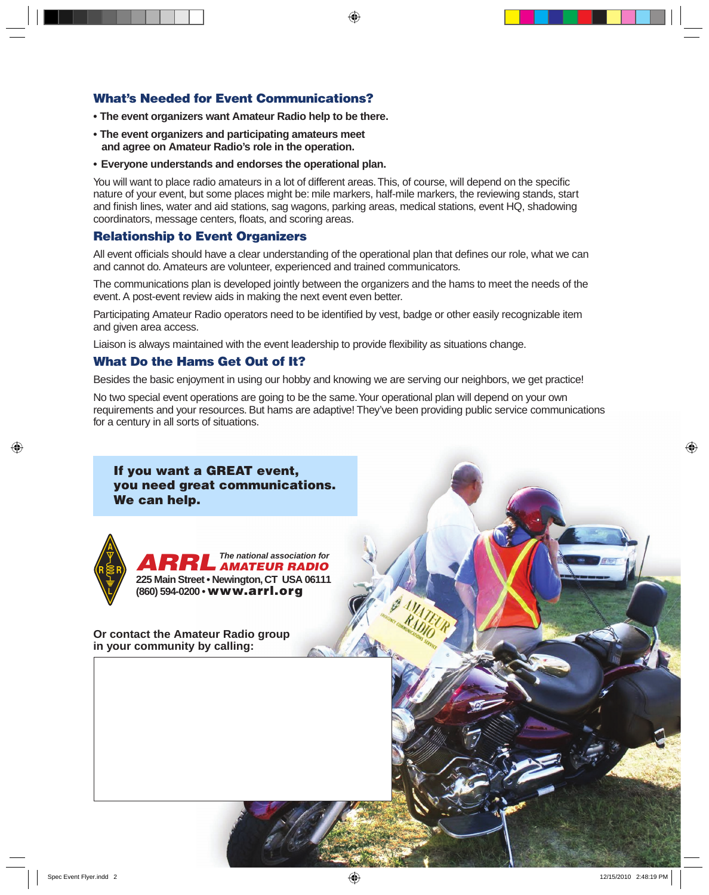## What's Needed for Event Communications?

- **The event organizers want Amateur Radio help to be there.**
- **The event organizers and participating amateurs meet and agree on Amateur Radio's role in the operation.**
- **Everyone understands and endorses the operational plan.**

You will want to place radio amateurs in a lot of different areas. This, of course, will depend on the specific nature of your event, but some places might be: mile markers, half-mile markers, the reviewing stands, start and finish lines, water and aid stations, sag wagons, parking areas, medical stations, event HQ, shadowing coordinators, message centers, floats, and scoring areas.

## Relationship to Event Organizers

All event officials should have a clear understanding of the operational plan that defines our role, what we can and cannot do. Amateurs are volunteer, experienced and trained communicators.

The communications plan is developed jointly between the organizers and the hams to meet the needs of the event. A post-event review aids in making the next event even better.

Participating Amateur Radio operators need to be identified by vest, badge or other easily recognizable item and given area access.

Liaison is always maintained with the event leadership to provide flexibility as situations change.

## What Do the Hams Get Out of It?

Besides the basic enjoyment in using our hobby and knowing we are serving our neighbors, we get practice!

No two special event operations are going to be the same. Your operational plan will depend on your own requirements and your resources. But hams are adaptive! They've been providing public service communications for a century in all sorts of situations.

**If you want a GREAT event, you need great communications. We can help.**

**ARRL** *The national association for* ***AMATEUR RADIO***

**225 Main Street • Newington, CT USA 06111**
**(860) 594-0200 • www.arrl.org**

**Or contact the Amateur Radio group in your community by calling:**